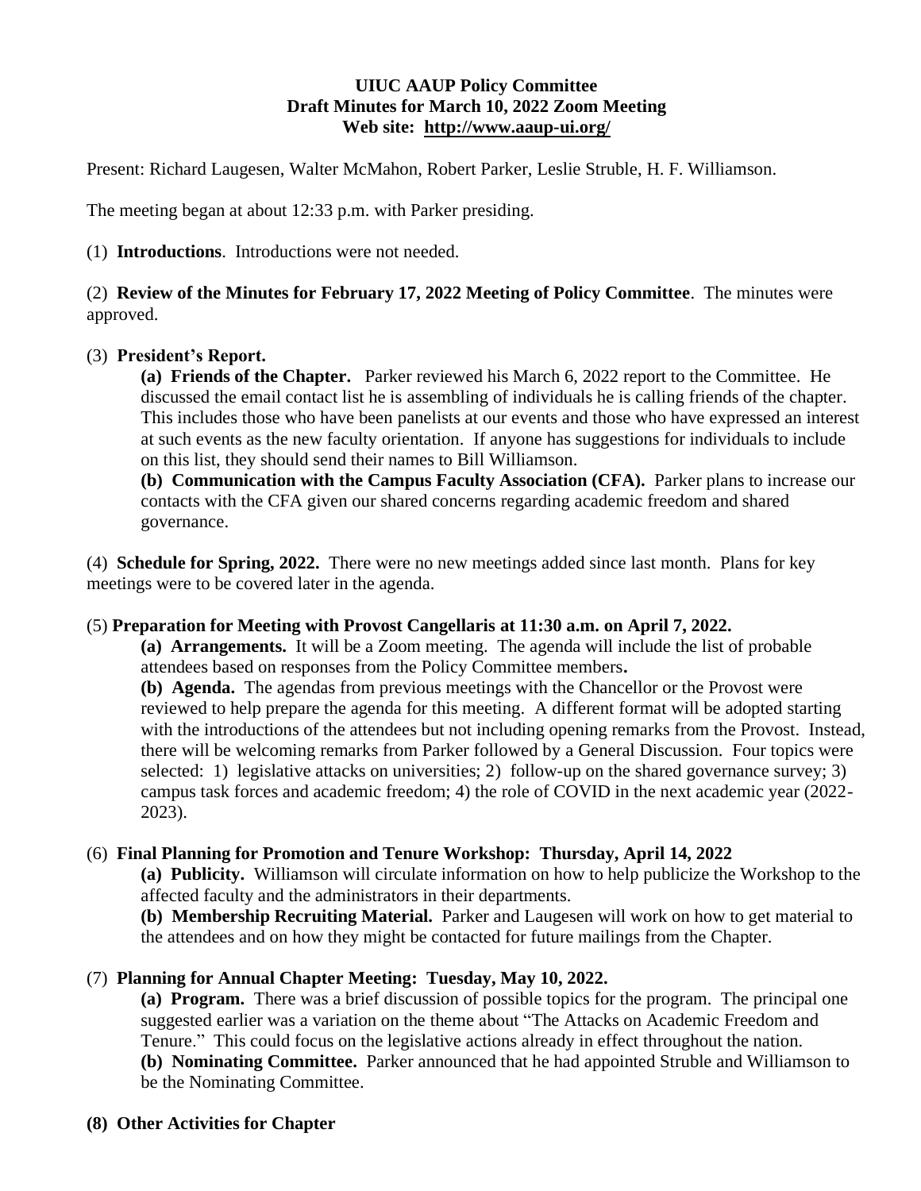**UIUC AAUP Policy Committee**
**Draft Minutes for March 10, 2022 Zoom Meeting**
**Web site: http://www.aaup-ui.org/**

Present: Richard Laugesen, Walter McMahon, Robert Parker, Leslie Struble, H. F. Williamson.

The meeting began at about 12:33 p.m. with Parker presiding.

(1) **Introductions**. Introductions were not needed.

(2) **Review of the Minutes for February 17, 2022 Meeting of Policy Committee**. The minutes were approved.

(3) **President's Report.**

**(a) Friends of the Chapter.** Parker reviewed his March 6, 2022 report to the Committee. He discussed the email contact list he is assembling of individuals he is calling friends of the chapter. This includes those who have been panelists at our events and those who have expressed an interest at such events as the new faculty orientation. If anyone has suggestions for individuals to include on this list, they should send their names to Bill Williamson.

**(b) Communication with the Campus Faculty Association (CFA).** Parker plans to increase our contacts with the CFA given our shared concerns regarding academic freedom and shared governance.

(4) **Schedule for Spring, 2022.** There were no new meetings added since last month. Plans for key meetings were to be covered later in the agenda.

(5) **Preparation for Meeting with Provost Cangellaris at 11:30 a.m. on April 7, 2022.**

**(a) Arrangements.** It will be a Zoom meeting. The agenda will include the list of probable attendees based on responses from the Policy Committee members**.**

**(b) Agenda.** The agendas from previous meetings with the Chancellor or the Provost were reviewed to help prepare the agenda for this meeting. A different format will be adopted starting with the introductions of the attendees but not including opening remarks from the Provost. Instead, there will be welcoming remarks from Parker followed by a General Discussion. Four topics were selected: 1) legislative attacks on universities; 2) follow-up on the shared governance survey; 3) campus task forces and academic freedom; 4) the role of COVID in the next academic year (2022-2023).

(6) **Final Planning for Promotion and Tenure Workshop: Thursday, April 14, 2022**

**(a) Publicity.** Williamson will circulate information on how to help publicize the Workshop to the affected faculty and the administrators in their departments.

**(b) Membership Recruiting Material.** Parker and Laugesen will work on how to get material to the attendees and on how they might be contacted for future mailings from the Chapter.

(7) **Planning for Annual Chapter Meeting: Tuesday, May 10, 2022.**

**(a) Program.** There was a brief discussion of possible topics for the program. The principal one suggested earlier was a variation on the theme about "The Attacks on Academic Freedom and Tenure." This could focus on the legislative actions already in effect throughout the nation.

**(b) Nominating Committee.** Parker announced that he had appointed Struble and Williamson to be the Nominating Committee.

**(8) Other Activities for Chapter**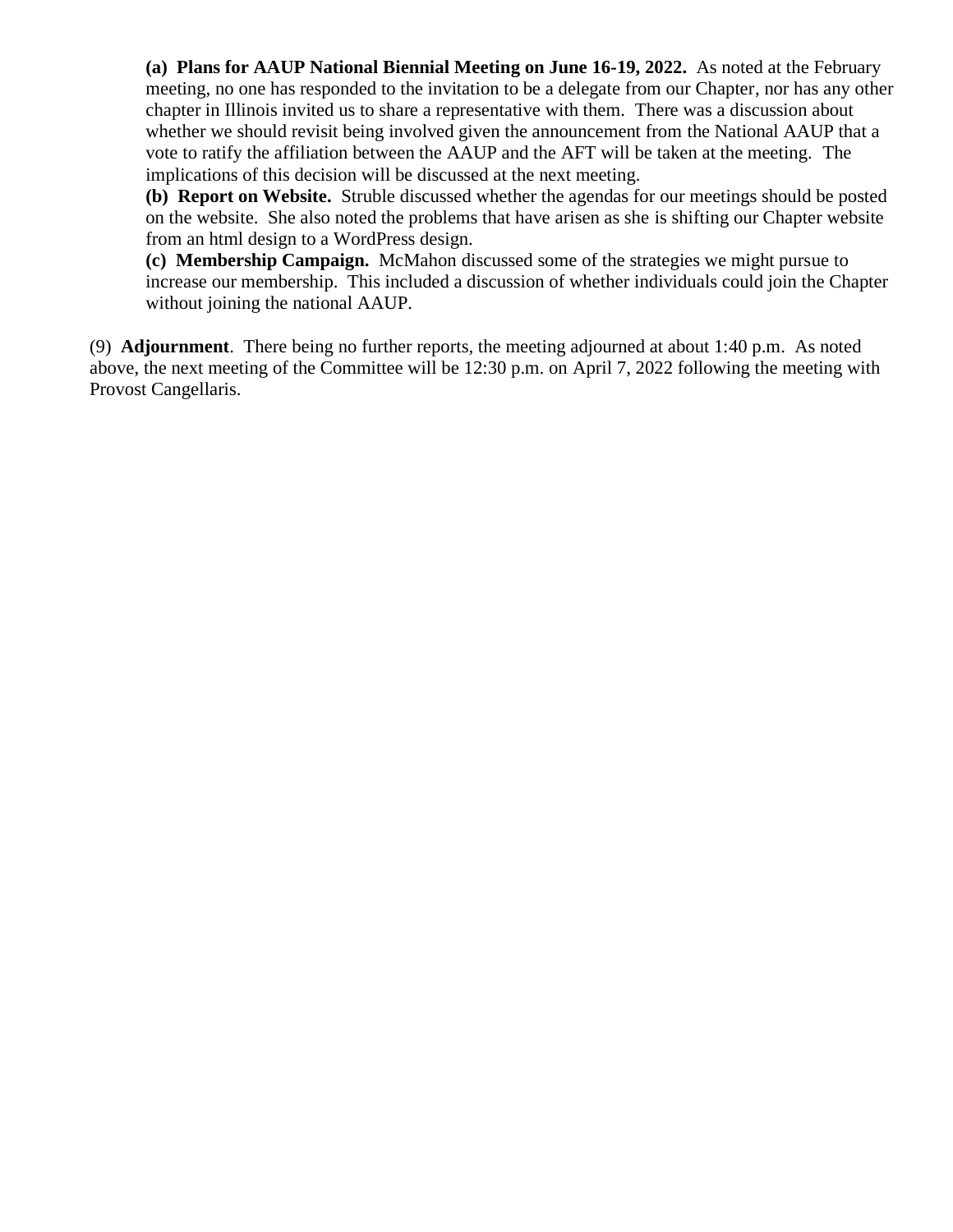**(a) Plans for AAUP National Biennial Meeting on June 16-19, 2022.** As noted at the February meeting, no one has responded to the invitation to be a delegate from our Chapter, nor has any other chapter in Illinois invited us to share a representative with them. There was a discussion about whether we should revisit being involved given the announcement from the National AAUP that a vote to ratify the affiliation between the AAUP and the AFT will be taken at the meeting. The implications of this decision will be discussed at the next meeting.

**(b) Report on Website.** Struble discussed whether the agendas for our meetings should be posted on the website. She also noted the problems that have arisen as she is shifting our Chapter website from an html design to a WordPress design.

**(c) Membership Campaign.** McMahon discussed some of the strategies we might pursue to increase our membership. This included a discussion of whether individuals could join the Chapter without joining the national AAUP.

(9) **Adjournment**. There being no further reports, the meeting adjourned at about 1:40 p.m. As noted above, the next meeting of the Committee will be 12:30 p.m. on April 7, 2022 following the meeting with Provost Cangellaris.